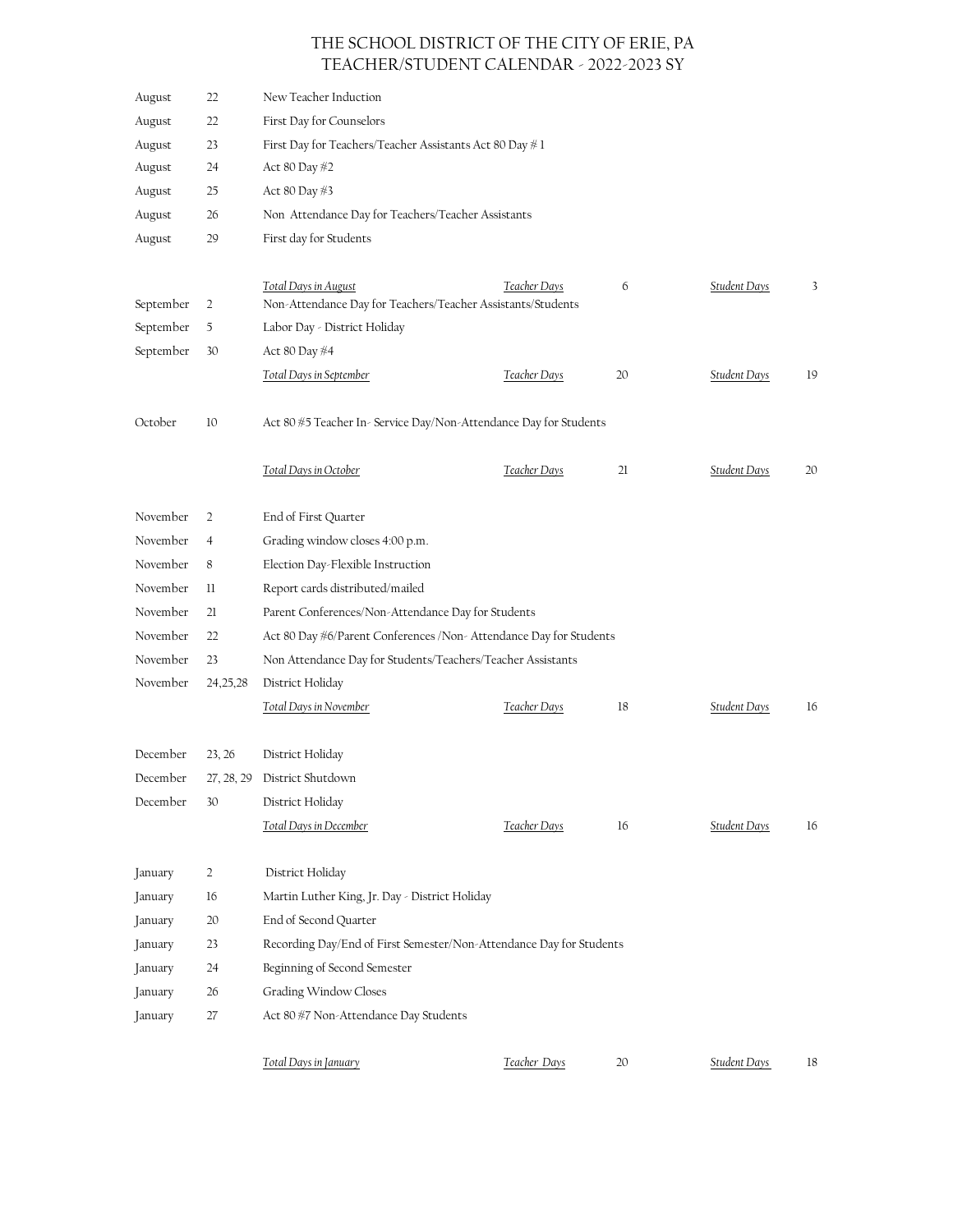# THE SCHOOL DISTRICT OF THE CITY OF ERIE, PA
## TEACHER/STUDENT CALENDAR - 2022-2023 SY

| Month | Date | Event | | | | |
|---|---|---|---|---|---|---|
| August | 22 | New Teacher Induction | | | | |
| August | 22 | First Day for Counselors | | | | |
| August | 23 | First Day for Teachers/Teacher Assistants Act 80 Day # 1 | | | | |
| August | 24 | Act 80 Day #2 | | | | |
| August | 25 | Act 80 Day #3 | | | | |
| August | 26 | Non Attendance Day for Teachers/Teacher Assistants | | | | |
| August | 29 | First day for Students | | | | |
| | | *Total Days in August* | *Teacher Days* | 6 | *Student Days* | 3 |
| September | 2 | Non-Attendance Day for Teachers/Teacher Assistants/Students | | | | |
| September | 5 | Labor Day - District Holiday | | | | |
| September | 30 | Act 80 Day #4 | | | | |
| | | *Total Days in September* | *Teacher Days* | 20 | *Student Days* | 19 |
| October | 10 | Act 80 #5 Teacher In- Service Day/Non-Attendance Day for Students | | | | |
| | | *Total Days in October* | *Teacher Days* | 21 | *Student Days* | 20 |
| November | 2 | End of First Quarter | | | | |
| November | 4 | Grading window closes 4:00 p.m. | | | | |
| November | 8 | Election Day-Flexible Instruction | | | | |
| November | 11 | Report cards distributed/mailed | | | | |
| November | 21 | Parent Conferences/Non-Attendance Day for Students | | | | |
| November | 22 | Act 80 Day #6/Parent Conferences /Non- Attendance Day for Students | | | | |
| November | 23 | Non Attendance Day for Students/Teachers/Teacher Assistants | | | | |
| November | 24,25,28 | District Holiday | | | | |
| | | *Total Days in November* | *Teacher Days* | 18 | *Student Days* | 16 |
| December | 23, 26 | District Holiday | | | | |
| December | 27, 28, 29 | District Shutdown | | | | |
| December | 30 | District Holiday | | | | |
| | | *Total Days in December* | *Teacher Days* | 16 | *Student Days* | 16 |
| January | 2 | District Holiday | | | | |
| January | 16 | Martin Luther King, Jr. Day - District Holiday | | | | |
| January | 20 | End of Second Quarter | | | | |
| January | 23 | Recording Day/End of First Semester/Non-Attendance Day for Students | | | | |
| January | 24 | Beginning of Second Semester | | | | |
| January | 26 | Grading Window Closes | | | | |
| January | 27 | Act 80 #7 Non-Attendance Day Students | | | | |
| | | *Total Days in January* | *Teacher Days* | 20 | *Student Days* | 18 |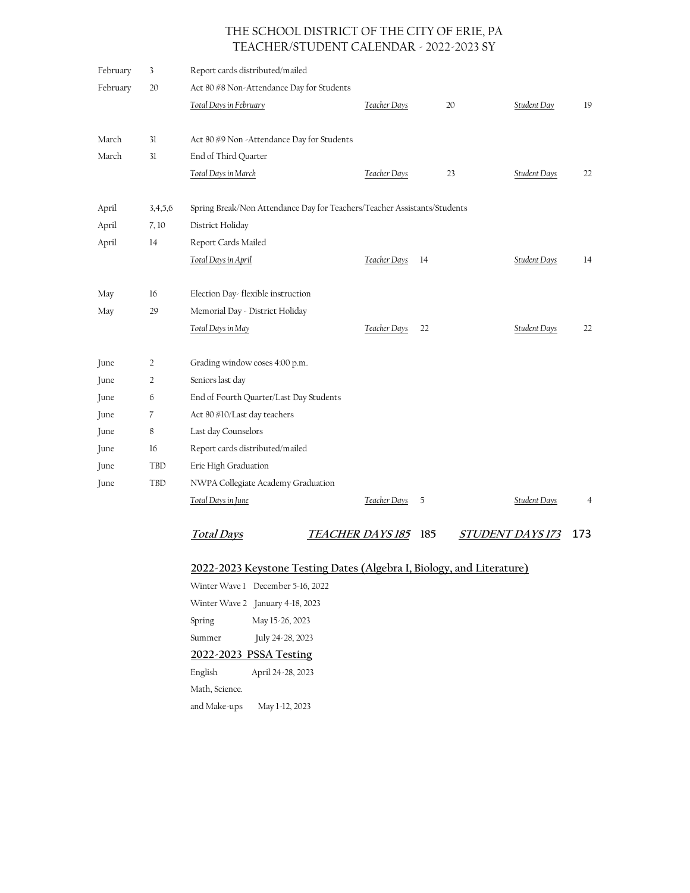# THE SCHOOL DISTRICT OF THE CITY OF ERIE, PA
## TEACHER/STUDENT CALENDAR - 2022-2023 SY

| | | | | | | |
|---|---|---|---|---|---|---|
| February | 3 | Report cards distributed/mailed | | | | |
| February | 20 | Act 80 #8 Non-Attendance Day for Students | | | | |
| | | *Total Days in February* | *Teacher Days* | 20 | *Student Day* | 19 |
| March | 31 | Act 80 #9 Non -Attendance Day for Students | | | | |
| March | 31 | End of Third Quarter | | | | |
| | | *Total Days in March* | *Teacher Days* | 23 | *Student Days* | 22 |
| April | 3,4,5,6 | Spring Break/Non Attendance Day for Teachers/Teacher Assistants/Students | | | | |
| April | 7, 10 | District Holiday | | | | |
| April | 14 | Report Cards Mailed | | | | |
| | | *Total Days in April* | *Teacher Days* | 14 | *Student Days* | 14 |
| May | 16 | Election Day- flexible instruction | | | | |
| May | 29 | Memorial Day - District Holiday | | | | |
| | | *Total Days in May* | *Teacher Days* | 22 | *Student Days* | 22 |
| June | 2 | Grading window coses 4:00 p.m. | | | | |
| June | 2 | Seniors last day | | | | |
| June | 6 | End of Fourth Quarter/Last Day Students | | | | |
| June | 7 | Act 80 #10/Last day teachers | | | | |
| June | 8 | Last day Counselors | | | | |
| June | 16 | Report cards distributed/mailed | | | | |
| June | TBD | Erie High Graduation | | | | |
| June | TBD | NWPA Collegiate Academy Graduation | | | | |
| | | *Total Days in June* | *Teacher Days* | 5 | *Student Days* | 4 |
| | | ***Total Days*** | ***TEACHER DAYS 185*** | **185** | ***STUDENT DAYS 173*** | **173** |

**2022-2023 Keystone Testing Dates (Algebra I, Biology, and Literature)**

Winter Wave 1 December 5-16, 2022

Winter Wave 2 January 4-18, 2023

Spring May 15-26, 2023

Summer July 24-28, 2023

**2022-2023 PSSA Testing**

English April 24-28, 2023

Math, Science.

and Make-ups May 1-12, 2023